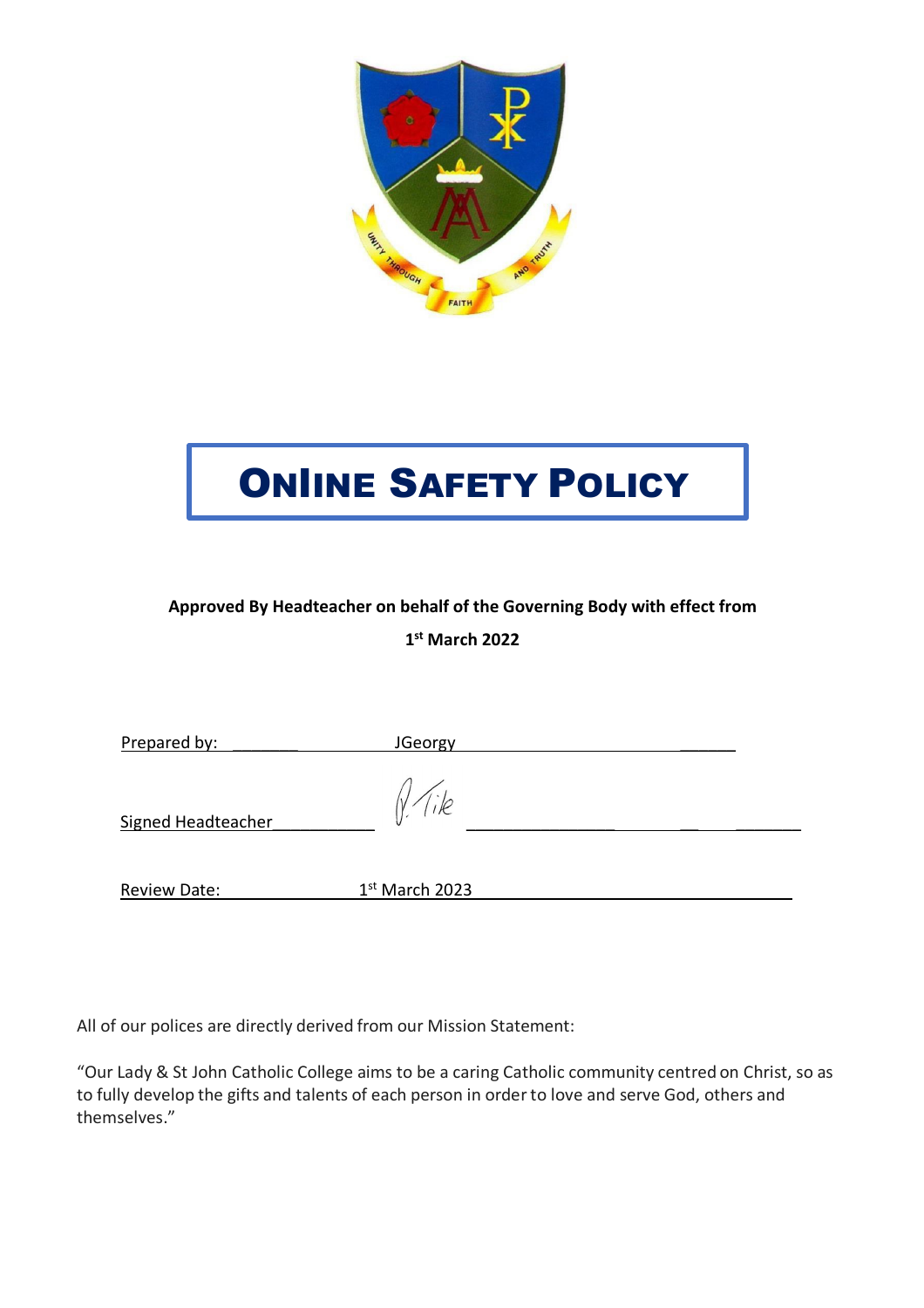# ONlINE SAFETY POLICY

**Approved By Headteacher on behalf of the Governing Body with effect from**

**1st March 2022**

Prepared by: JGeorgy

Signed Headteacher P. Tile

Review Date: 1st March 2023

All of our polices are directly derived from our Mission Statement:

"Our Lady & St John Catholic College aims to be a caring Catholic community centred on Christ, so as to fully develop the gifts and talents of each person in order to love and serve God, others and themselves."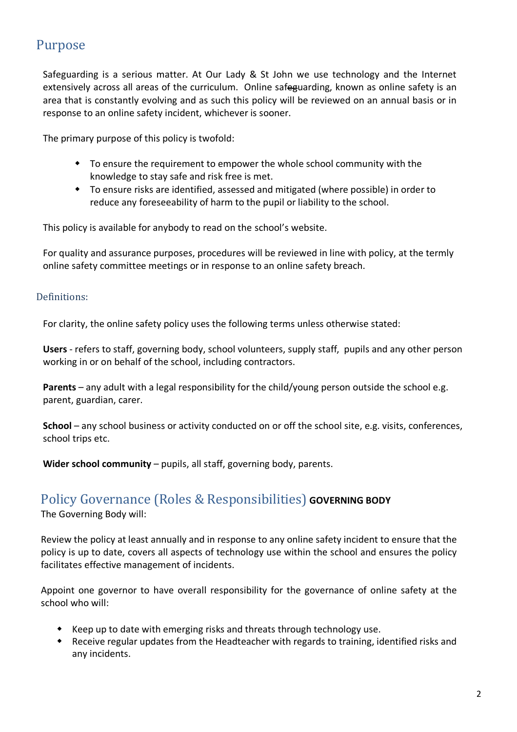## Purpose

Safeguarding is a serious matter. At Our Lady & St John we use technology and the Internet extensively across all areas of the curriculum. Online safeguarding, known as online safety is an area that is constantly evolving and as such this policy will be reviewed on an annual basis or in response to an online safety incident, whichever is sooner.

The primary purpose of this policy is twofold:

- To ensure the requirement to empower the whole school community with the knowledge to stay safe and risk free is met.
- To ensure risks are identified, assessed and mitigated (where possible) in order to reduce any foreseeability of harm to the pupil or liability to the school.

This policy is available for anybody to read on the school's website.

For quality and assurance purposes, procedures will be reviewed in line with policy, at the termly online safety committee meetings or in response to an online safety breach.

### Definitions:

For clarity, the online safety policy uses the following terms unless otherwise stated:

**Users** - refers to staff, governing body, school volunteers, supply staff, pupils and any other person working in or on behalf of the school, including contractors.

**Parents** – any adult with a legal responsibility for the child/young person outside the school e.g. parent, guardian, carer.

**School** – any school business or activity conducted on or off the school site, e.g. visits, conferences, school trips etc.

**Wider school community** – pupils, all staff, governing body, parents.

## Policy Governance (Roles & Responsibilities) **GOVERNING BODY**

The Governing Body will:

Review the policy at least annually and in response to any online safety incident to ensure that the policy is up to date, covers all aspects of technology use within the school and ensures the policy facilitates effective management of incidents.

Appoint one governor to have overall responsibility for the governance of online safety at the school who will:

- Keep up to date with emerging risks and threats through technology use.
- Receive regular updates from the Headteacher with regards to training, identified risks and any incidents.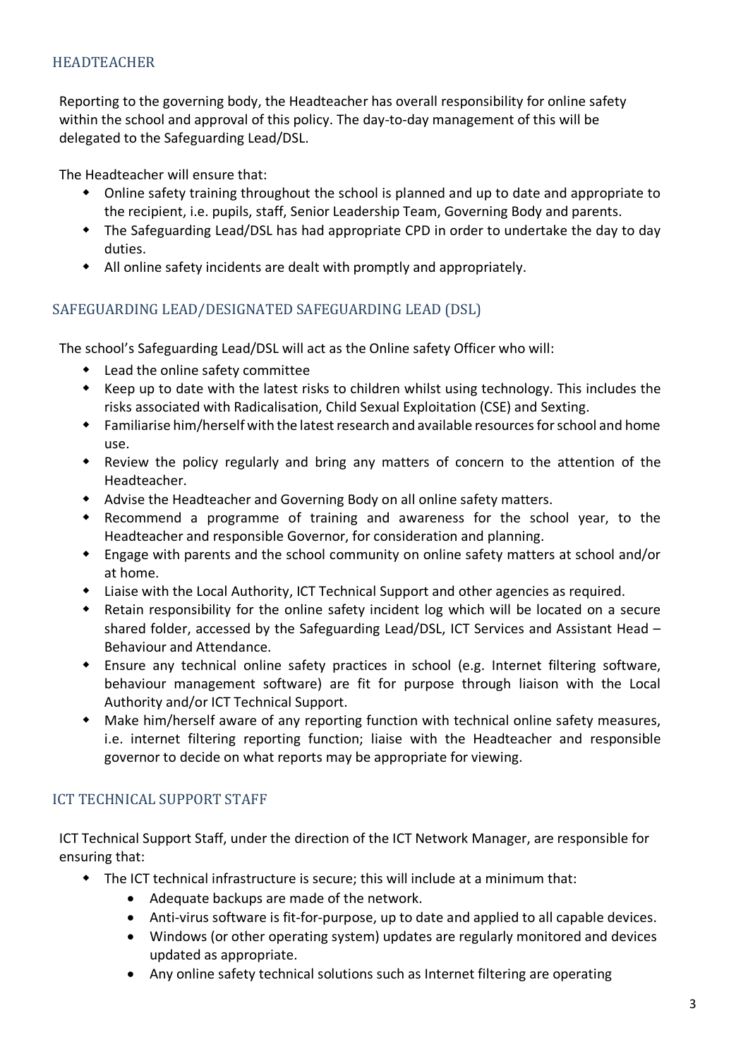## HEADTEACHER

Reporting to the governing body, the Headteacher has overall responsibility for online safety within the school and approval of this policy. The day-to-day management of this will be delegated to the Safeguarding Lead/DSL.

The Headteacher will ensure that:

- Online safety training throughout the school is planned and up to date and appropriate to the recipient, i.e. pupils, staff, Senior Leadership Team, Governing Body and parents.
- The Safeguarding Lead/DSL has had appropriate CPD in order to undertake the day to day duties.
- All online safety incidents are dealt with promptly and appropriately.

## SAFEGUARDING LEAD/DESIGNATED SAFEGUARDING LEAD (DSL)

The school's Safeguarding Lead/DSL will act as the Online safety Officer who will:

- Lead the online safety committee
- Keep up to date with the latest risks to children whilst using technology. This includes the risks associated with Radicalisation, Child Sexual Exploitation (CSE) and Sexting.
- Familiarise him/herself with the latest research and available resources for school and home use.
- Review the policy regularly and bring any matters of concern to the attention of the Headteacher.
- Advise the Headteacher and Governing Body on all online safety matters.
- Recommend a programme of training and awareness for the school year, to the Headteacher and responsible Governor, for consideration and planning.
- Engage with parents and the school community on online safety matters at school and/or at home.
- Liaise with the Local Authority, ICT Technical Support and other agencies as required.
- Retain responsibility for the online safety incident log which will be located on a secure shared folder, accessed by the Safeguarding Lead/DSL, ICT Services and Assistant Head – Behaviour and Attendance.
- Ensure any technical online safety practices in school (e.g. Internet filtering software, behaviour management software) are fit for purpose through liaison with the Local Authority and/or ICT Technical Support.
- Make him/herself aware of any reporting function with technical online safety measures, i.e. internet filtering reporting function; liaise with the Headteacher and responsible governor to decide on what reports may be appropriate for viewing.

## ICT TECHNICAL SUPPORT STAFF

ICT Technical Support Staff, under the direction of the ICT Network Manager, are responsible for ensuring that:

- The ICT technical infrastructure is secure; this will include at a minimum that:
  - Adequate backups are made of the network.
  - Anti-virus software is fit-for-purpose, up to date and applied to all capable devices.
  - Windows (or other operating system) updates are regularly monitored and devices updated as appropriate.
  - Any online safety technical solutions such as Internet filtering are operating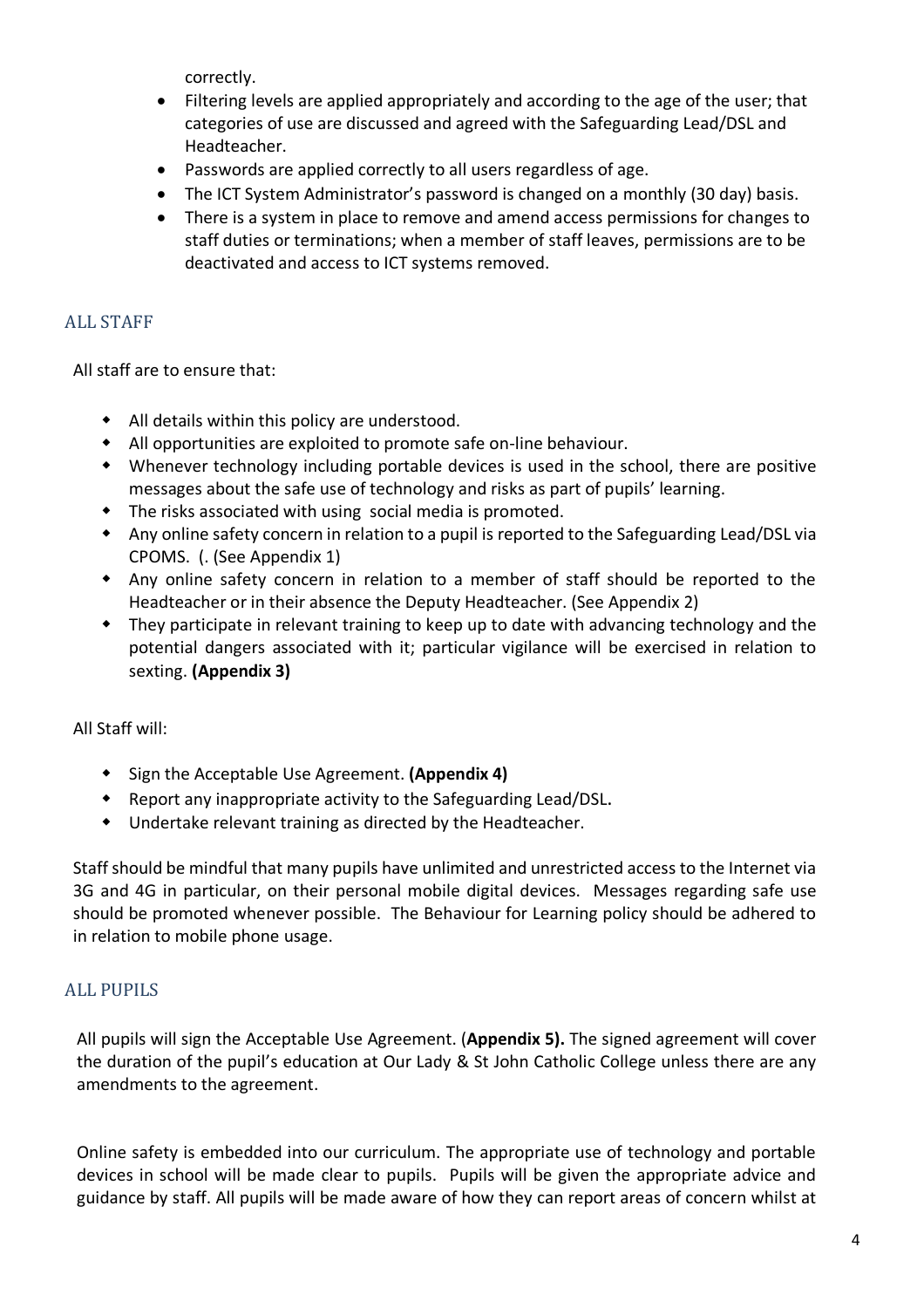correctly.

- Filtering levels are applied appropriately and according to the age of the user; that categories of use are discussed and agreed with the Safeguarding Lead/DSL and Headteacher.
- Passwords are applied correctly to all users regardless of age.
- The ICT System Administrator's password is changed on a monthly (30 day) basis.
- There is a system in place to remove and amend access permissions for changes to staff duties or terminations; when a member of staff leaves, permissions are to be deactivated and access to ICT systems removed.

## ALL STAFF

All staff are to ensure that:

- All details within this policy are understood.
- All opportunities are exploited to promote safe on-line behaviour.
- Whenever technology including portable devices is used in the school, there are positive messages about the safe use of technology and risks as part of pupils' learning.
- The risks associated with using social media is promoted.
- Any online safety concern in relation to a pupil is reported to the Safeguarding Lead/DSL via CPOMS. (. (See Appendix 1)
- Any online safety concern in relation to a member of staff should be reported to the Headteacher or in their absence the Deputy Headteacher. (See Appendix 2)
- They participate in relevant training to keep up to date with advancing technology and the potential dangers associated with it; particular vigilance will be exercised in relation to sexting. **(Appendix 3)**

All Staff will:

- Sign the Acceptable Use Agreement. **(Appendix 4)**
- Report any inappropriate activity to the Safeguarding Lead/DSL.
- Undertake relevant training as directed by the Headteacher.

Staff should be mindful that many pupils have unlimited and unrestricted access to the Internet via 3G and 4G in particular, on their personal mobile digital devices. Messages regarding safe use should be promoted whenever possible. The Behaviour for Learning policy should be adhered to in relation to mobile phone usage.

## ALL PUPILS

All pupils will sign the Acceptable Use Agreement. (**Appendix 5).** The signed agreement will cover the duration of the pupil's education at Our Lady & St John Catholic College unless there are any amendments to the agreement.

Online safety is embedded into our curriculum. The appropriate use of technology and portable devices in school will be made clear to pupils. Pupils will be given the appropriate advice and guidance by staff. All pupils will be made aware of how they can report areas of concern whilst at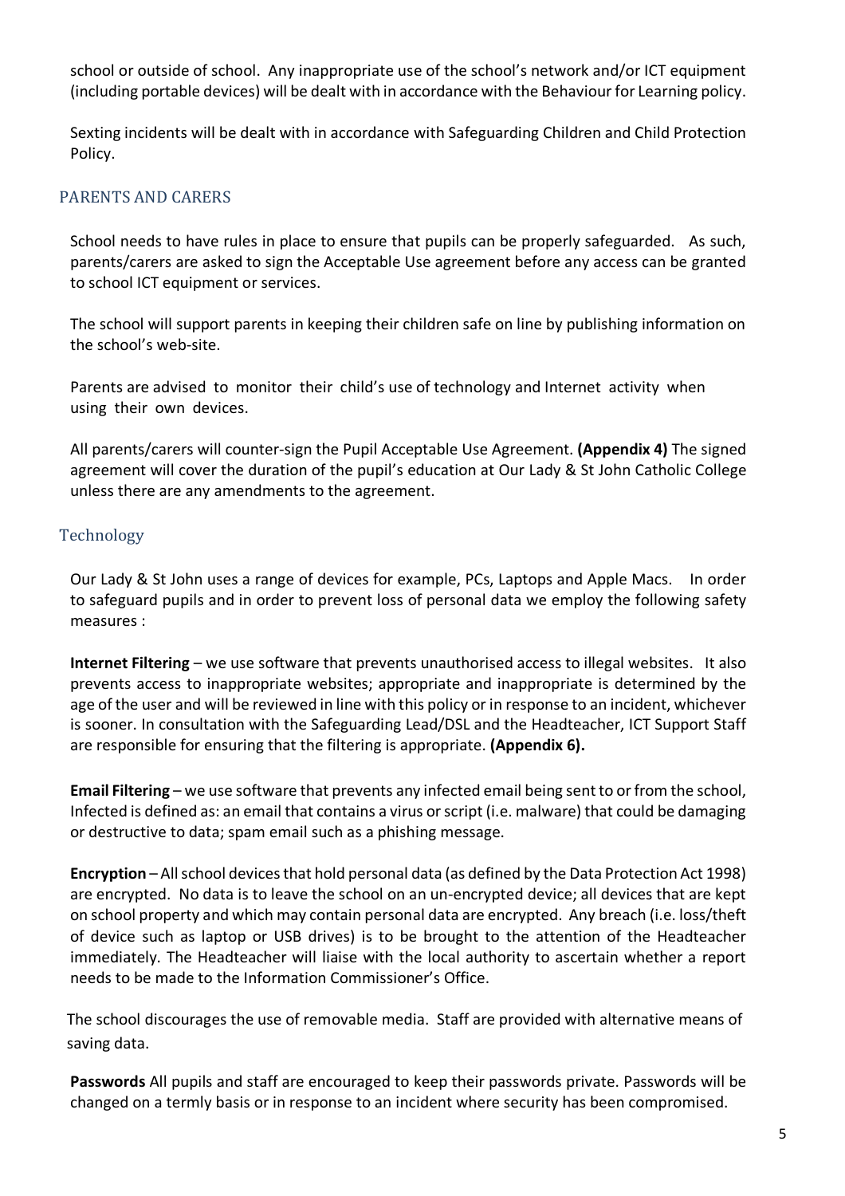school or outside of school. Any inappropriate use of the school's network and/or ICT equipment (including portable devices) will be dealt with in accordance with the Behaviour for Learning policy.

Sexting incidents will be dealt with in accordance with Safeguarding Children and Child Protection Policy.

## PARENTS AND CARERS

School needs to have rules in place to ensure that pupils can be properly safeguarded. As such, parents/carers are asked to sign the Acceptable Use agreement before any access can be granted to school ICT equipment or services.

The school will support parents in keeping their children safe on line by publishing information on the school's web-site.

Parents are advised to monitor their child's use of technology and Internet activity when using their own devices.

All parents/carers will counter-sign the Pupil Acceptable Use Agreement. **(Appendix 4)** The signed agreement will cover the duration of the pupil's education at Our Lady & St John Catholic College unless there are any amendments to the agreement.

## Technology

Our Lady & St John uses a range of devices for example, PCs, Laptops and Apple Macs. In order to safeguard pupils and in order to prevent loss of personal data we employ the following safety measures :

**Internet Filtering** – we use software that prevents unauthorised access to illegal websites. It also prevents access to inappropriate websites; appropriate and inappropriate is determined by the age of the user and will be reviewed in line with this policy or in response to an incident, whichever is sooner. In consultation with the Safeguarding Lead/DSL and the Headteacher, ICT Support Staff are responsible for ensuring that the filtering is appropriate. **(Appendix 6).**

**Email Filtering** – we use software that prevents any infected email being sent to or from the school, Infected is defined as: an email that contains a virus or script (i.e. malware) that could be damaging or destructive to data; spam email such as a phishing message.

**Encryption** – All school devices that hold personal data (as defined by the Data Protection Act 1998) are encrypted. No data is to leave the school on an un-encrypted device; all devices that are kept on school property and which may contain personal data are encrypted. Any breach (i.e. loss/theft of device such as laptop or USB drives) is to be brought to the attention of the Headteacher immediately. The Headteacher will liaise with the local authority to ascertain whether a report needs to be made to the Information Commissioner's Office.

The school discourages the use of removable media. Staff are provided with alternative means of saving data.

**Passwords** All pupils and staff are encouraged to keep their passwords private. Passwords will be changed on a termly basis or in response to an incident where security has been compromised.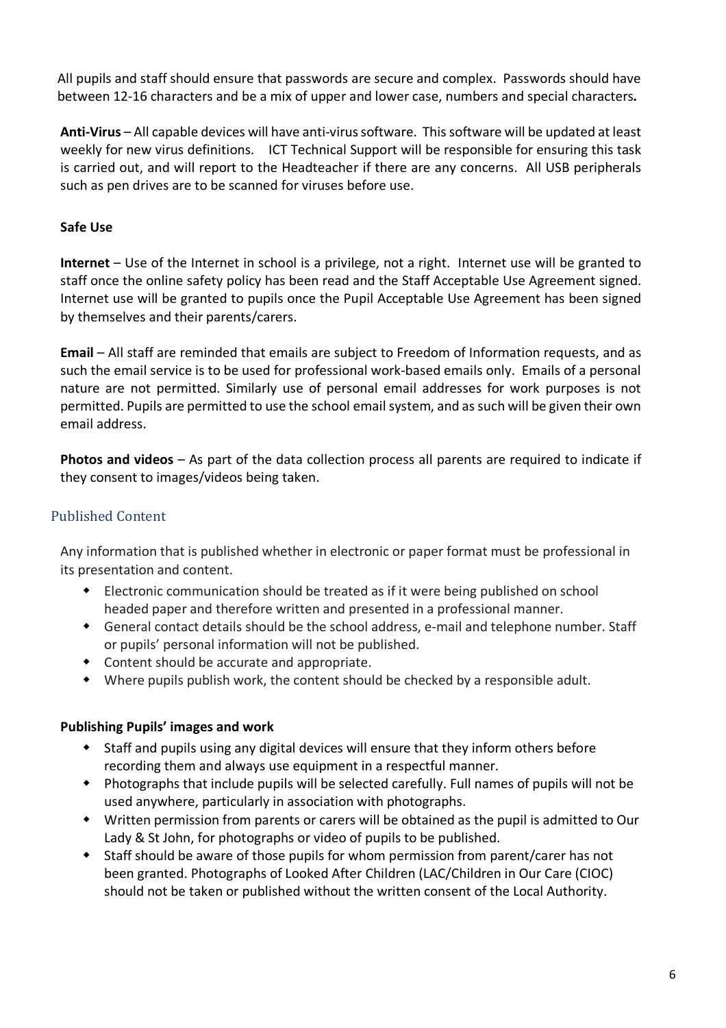All pupils and staff should ensure that passwords are secure and complex. Passwords should have between 12-16 characters and be a mix of upper and lower case, numbers and special characters**.**

**Anti-Virus** – All capable devices will have anti-virus software. This software will be updated at least weekly for new virus definitions. ICT Technical Support will be responsible for ensuring this task is carried out, and will report to the Headteacher if there are any concerns. All USB peripherals such as pen drives are to be scanned for viruses before use.

**Safe Use**

**Internet** – Use of the Internet in school is a privilege, not a right. Internet use will be granted to staff once the online safety policy has been read and the Staff Acceptable Use Agreement signed. Internet use will be granted to pupils once the Pupil Acceptable Use Agreement has been signed by themselves and their parents/carers.

**Email** – All staff are reminded that emails are subject to Freedom of Information requests, and as such the email service is to be used for professional work-based emails only. Emails of a personal nature are not permitted. Similarly use of personal email addresses for work purposes is not permitted. Pupils are permitted to use the school email system, and as such will be given their own email address.

**Photos and videos** – As part of the data collection process all parents are required to indicate if they consent to images/videos being taken.

## Published Content

Any information that is published whether in electronic or paper format must be professional in its presentation and content.

- Electronic communication should be treated as if it were being published on school headed paper and therefore written and presented in a professional manner.
- General contact details should be the school address, e-mail and telephone number. Staff or pupils' personal information will not be published.
- Content should be accurate and appropriate.
- Where pupils publish work, the content should be checked by a responsible adult.

**Publishing Pupils' images and work**

- Staff and pupils using any digital devices will ensure that they inform others before recording them and always use equipment in a respectful manner.
- Photographs that include pupils will be selected carefully. Full names of pupils will not be used anywhere, particularly in association with photographs.
- Written permission from parents or carers will be obtained as the pupil is admitted to Our Lady & St John, for photographs or video of pupils to be published.
- Staff should be aware of those pupils for whom permission from parent/carer has not been granted. Photographs of Looked After Children (LAC/Children in Our Care (CIOC) should not be taken or published without the written consent of the Local Authority.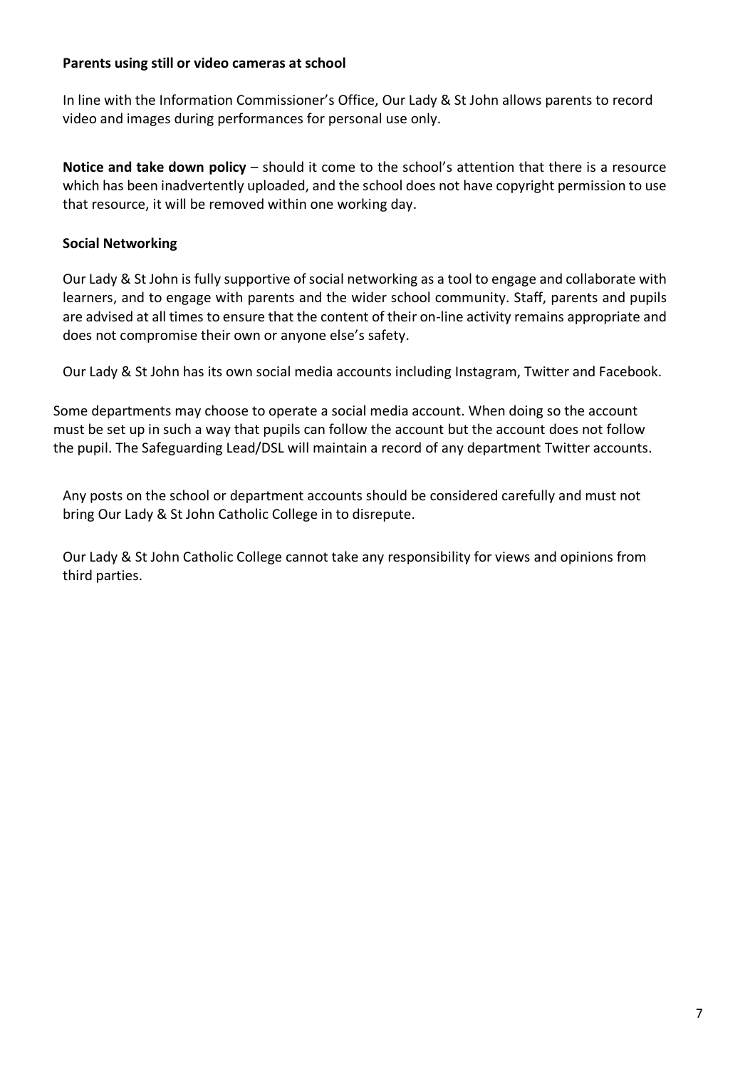**Parents using still or video cameras at school**

In line with the Information Commissioner's Office, Our Lady & St John allows parents to record video and images during performances for personal use only.

**Notice and take down policy** – should it come to the school's attention that there is a resource which has been inadvertently uploaded, and the school does not have copyright permission to use that resource, it will be removed within one working day.

**Social Networking**

Our Lady & St John is fully supportive of social networking as a tool to engage and collaborate with learners, and to engage with parents and the wider school community. Staff, parents and pupils are advised at all times to ensure that the content of their on-line activity remains appropriate and does not compromise their own or anyone else's safety.

Our Lady & St John has its own social media accounts including Instagram, Twitter and Facebook.

Some departments may choose to operate a social media account. When doing so the account must be set up in such a way that pupils can follow the account but the account does not follow the pupil. The Safeguarding Lead/DSL will maintain a record of any department Twitter accounts.

Any posts on the school or department accounts should be considered carefully and must not bring Our Lady & St John Catholic College in to disrepute.

Our Lady & St John Catholic College cannot take any responsibility for views and opinions from third parties.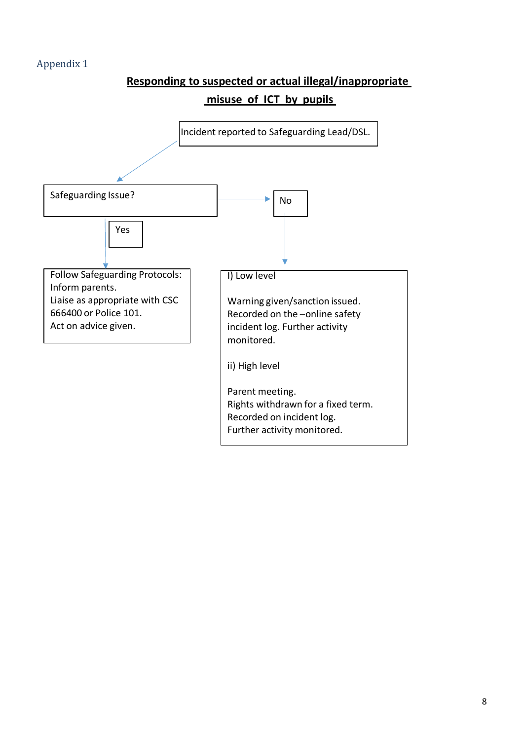Appendix 1

## Responding to suspected or actual illegal/inappropriate misuse of ICT by pupils

Incident reported to Safeguarding Lead/DSL.

Safeguarding Issue?

Yes

Follow Safeguarding Protocols:
Inform parents.
Liaise as appropriate with CSC 666400 or Police 101.
Act on advice given.

No

I) Low level

Warning given/sanction issued.
Recorded on the –online safety incident log. Further activity monitored.

ii) High level

Parent meeting.
Rights withdrawn for a fixed term.
Recorded on incident log.
Further activity monitored.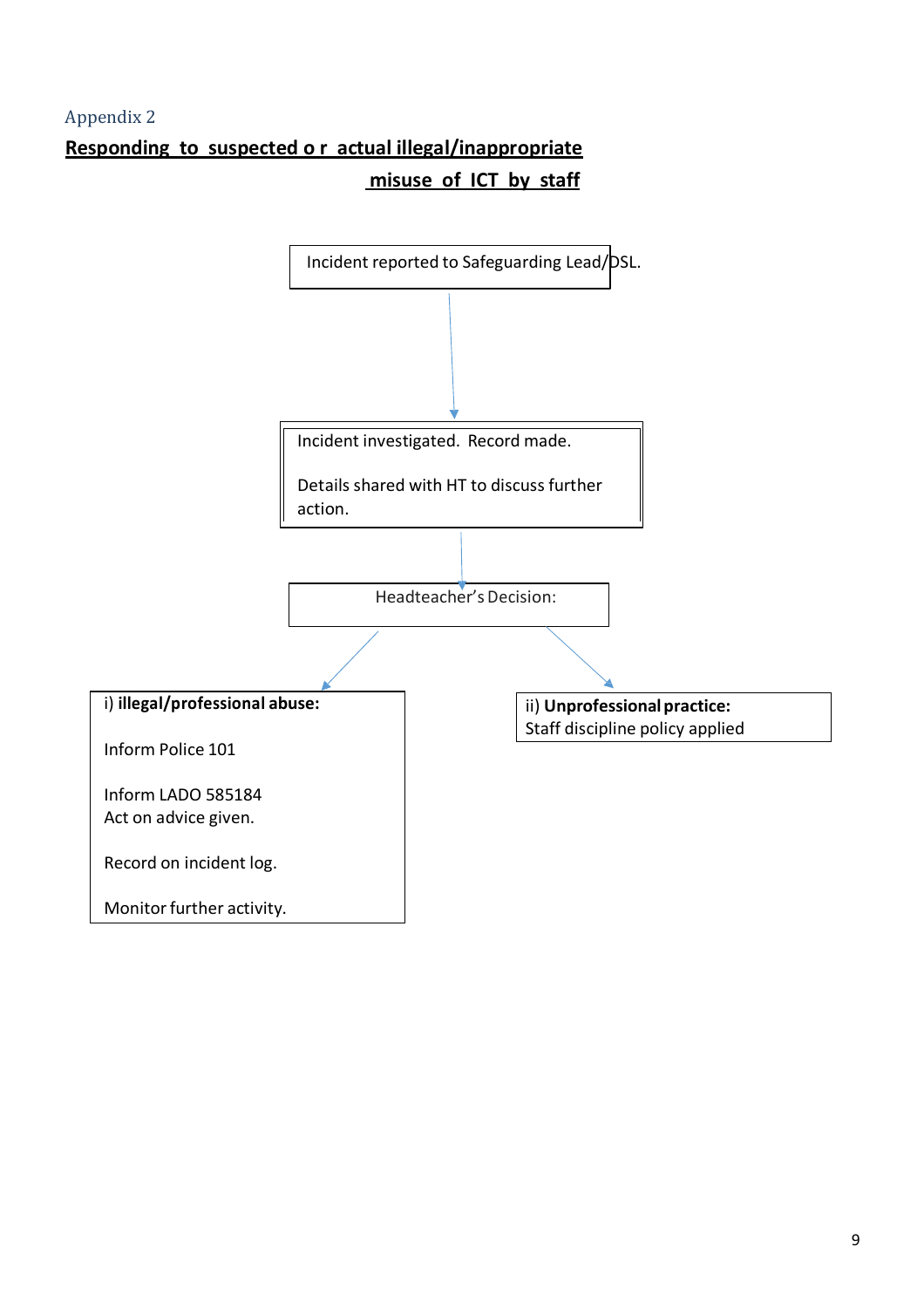Appendix 2

## Responding to suspected or actual illegal/inappropriate misuse of ICT by staff

Incident reported to Safeguarding Lead/DSL.

↓

Incident investigated. Record made.

Details shared with HT to discuss further action.

↓

Headteacher's Decision:

i) **illegal/professional abuse:**

Inform Police 101

Inform LADO 585184
Act on advice given.

Record on incident log.

Monitor further activity.

ii) **Unprofessional practice:**
Staff discipline policy applied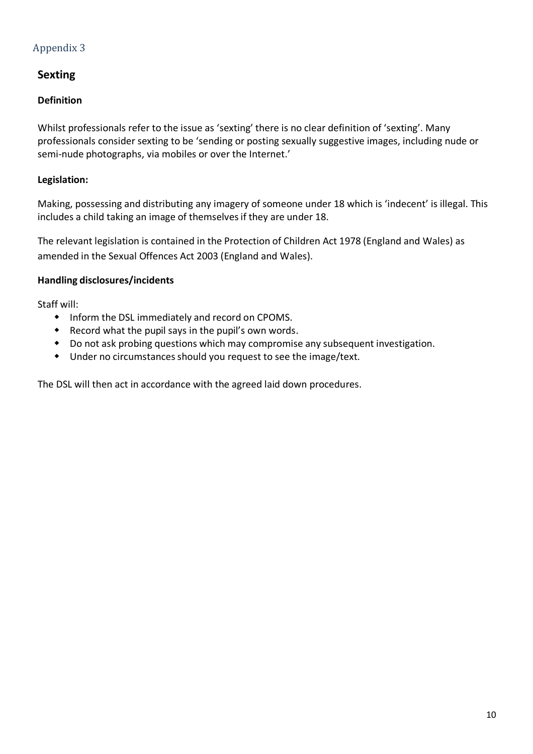## Appendix 3

### Sexting

#### Definition

Whilst professionals refer to the issue as 'sexting' there is no clear definition of 'sexting'. Many professionals consider sexting to be 'sending or posting sexually suggestive images, including nude or semi-nude photographs, via mobiles or over the Internet.'

#### Legislation:

Making, possessing and distributing any imagery of someone under 18 which is 'indecent' is illegal. This includes a child taking an image of themselves if they are under 18.

The relevant legislation is contained in the Protection of Children Act 1978 (England and Wales) as amended in the Sexual Offences Act 2003 (England and Wales).

#### Handling disclosures/incidents

Staff will:

- Inform the DSL immediately and record on CPOMS.
- Record what the pupil says in the pupil's own words.
- Do not ask probing questions which may compromise any subsequent investigation.
- Under no circumstances should you request to see the image/text.

The DSL will then act in accordance with the agreed laid down procedures.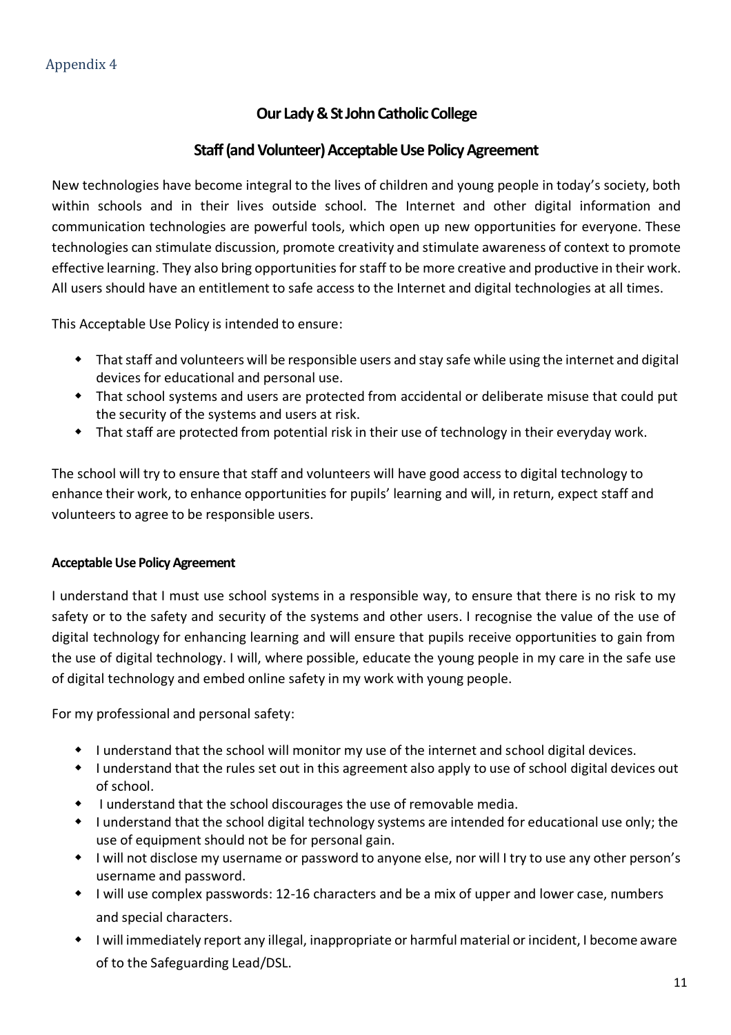Appendix 4

## Our Lady & St John Catholic College

## Staff (and Volunteer) Acceptable Use Policy Agreement

New technologies have become integral to the lives of children and young people in today's society, both within schools and in their lives outside school. The Internet and other digital information and communication technologies are powerful tools, which open up new opportunities for everyone. These technologies can stimulate discussion, promote creativity and stimulate awareness of context to promote effective learning. They also bring opportunities for staff to be more creative and productive in their work. All users should have an entitlement to safe access to the Internet and digital technologies at all times.

This Acceptable Use Policy is intended to ensure:

- That staff and volunteers will be responsible users and stay safe while using the internet and digital devices for educational and personal use.
- That school systems and users are protected from accidental or deliberate misuse that could put the security of the systems and users at risk.
- That staff are protected from potential risk in their use of technology in their everyday work.

The school will try to ensure that staff and volunteers will have good access to digital technology to enhance their work, to enhance opportunities for pupils' learning and will, in return, expect staff and volunteers to agree to be responsible users.

### Acceptable Use Policy Agreement

I understand that I must use school systems in a responsible way, to ensure that there is no risk to my safety or to the safety and security of the systems and other users. I recognise the value of the use of digital technology for enhancing learning and will ensure that pupils receive opportunities to gain from the use of digital technology. I will, where possible, educate the young people in my care in the safe use of digital technology and embed online safety in my work with young people.

For my professional and personal safety:

- I understand that the school will monitor my use of the internet and school digital devices.
- I understand that the rules set out in this agreement also apply to use of school digital devices out of school.
- I understand that the school discourages the use of removable media.
- I understand that the school digital technology systems are intended for educational use only; the use of equipment should not be for personal gain.
- I will not disclose my username or password to anyone else, nor will I try to use any other person's username and password.
- I will use complex passwords: 12-16 characters and be a mix of upper and lower case, numbers and special characters.
- I will immediately report any illegal, inappropriate or harmful material or incident, I become aware of to the Safeguarding Lead/DSL.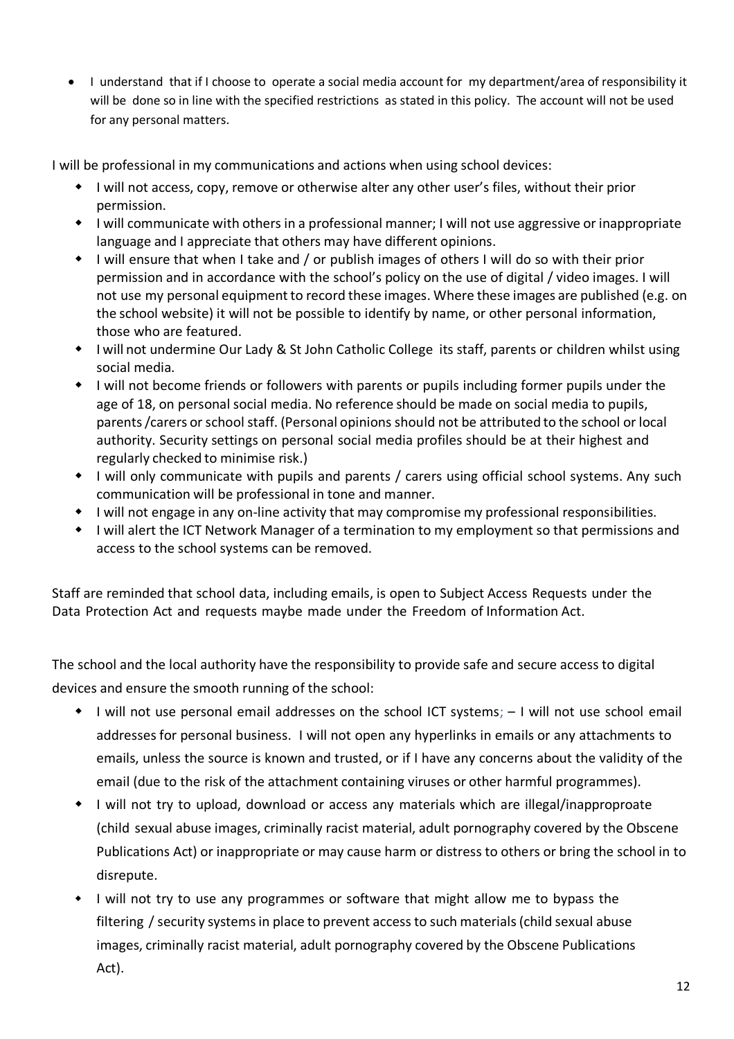- I understand that if I choose to operate a social media account for my department/area of responsibility it will be done so in line with the specified restrictions as stated in this policy. The account will not be used for any personal matters.

I will be professional in my communications and actions when using school devices:

- I will not access, copy, remove or otherwise alter any other user's files, without their prior permission.
- I will communicate with others in a professional manner; I will not use aggressive or inappropriate language and I appreciate that others may have different opinions.
- I will ensure that when I take and / or publish images of others I will do so with their prior permission and in accordance with the school's policy on the use of digital / video images. I will not use my personal equipment to record these images. Where these images are published (e.g. on the school website) it will not be possible to identify by name, or other personal information, those who are featured.
- I will not undermine Our Lady & St John Catholic College its staff, parents or children whilst using social media.
- I will not become friends or followers with parents or pupils including former pupils under the age of 18, on personal social media. No reference should be made on social media to pupils, parents /carers or school staff. (Personal opinions should not be attributed to the school or local authority. Security settings on personal social media profiles should be at their highest and regularly checked to minimise risk.)
- I will only communicate with pupils and parents / carers using official school systems. Any such communication will be professional in tone and manner.
- I will not engage in any on-line activity that may compromise my professional responsibilities.
- I will alert the ICT Network Manager of a termination to my employment so that permissions and access to the school systems can be removed.

Staff are reminded that school data, including emails, is open to Subject Access Requests under the Data Protection Act and requests maybe made under the Freedom of Information Act.

The school and the local authority have the responsibility to provide safe and secure access to digital devices and ensure the smooth running of the school:

- I will not use personal email addresses on the school ICT systems; – I will not use school email addresses for personal business. I will not open any hyperlinks in emails or any attachments to emails, unless the source is known and trusted, or if I have any concerns about the validity of the email (due to the risk of the attachment containing viruses or other harmful programmes).
- I will not try to upload, download or access any materials which are illegal/inappoproate (child sexual abuse images, criminally racist material, adult pornography covered by the Obscene Publications Act) or inappropriate or may cause harm or distress to others or bring the school in to disrepute.
- I will not try to use any programmes or software that might allow me to bypass the filtering / security systems in place to prevent access to such materials (child sexual abuse images, criminally racist material, adult pornography covered by the Obscene Publications Act).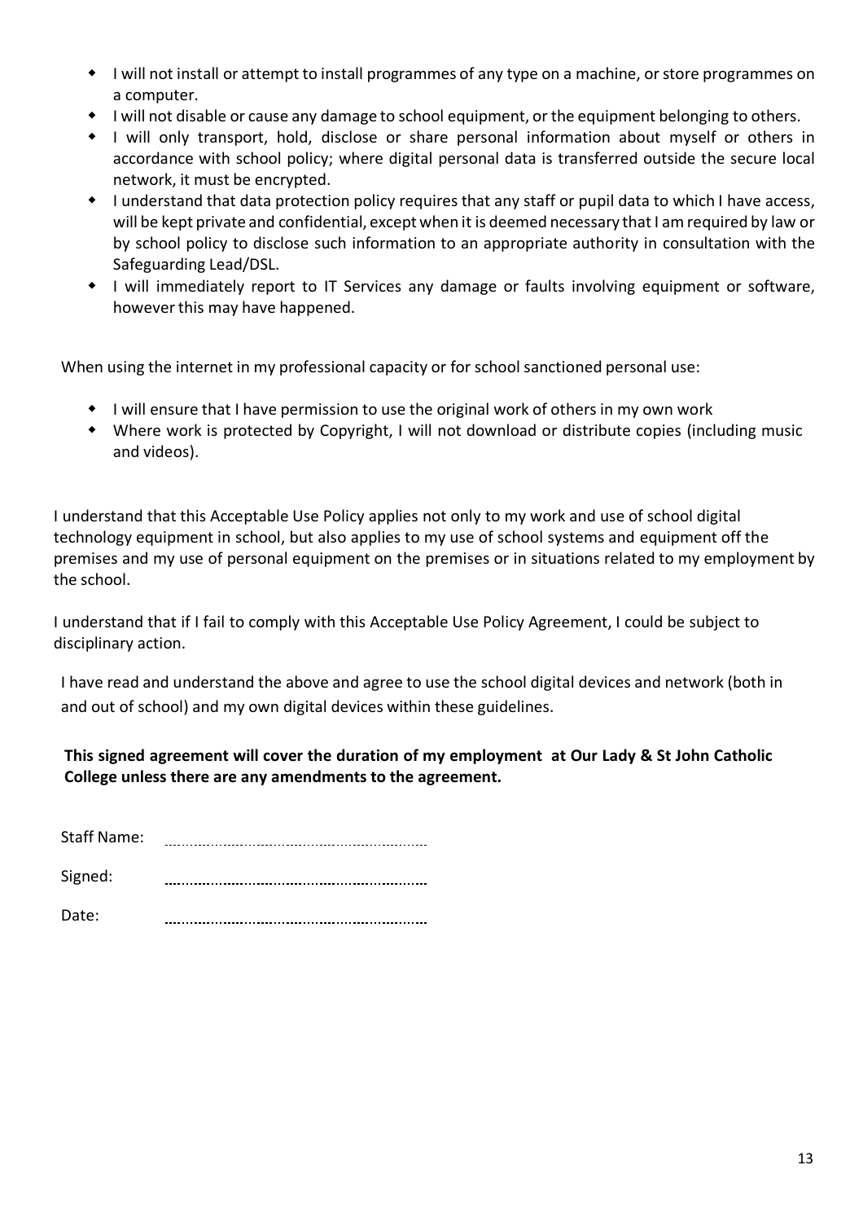- I will not install or attempt to install programmes of any type on a machine, or store programmes on a computer.
- I will not disable or cause any damage to school equipment, or the equipment belonging to others.
- I will only transport, hold, disclose or share personal information about myself or others in accordance with school policy; where digital personal data is transferred outside the secure local network, it must be encrypted.
- I understand that data protection policy requires that any staff or pupil data to which I have access, will be kept private and confidential, except when it is deemed necessary that I am required by law or by school policy to disclose such information to an appropriate authority in consultation with the Safeguarding Lead/DSL.
- I will immediately report to IT Services any damage or faults involving equipment or software, however this may have happened.

When using the internet in my professional capacity or for school sanctioned personal use:

- I will ensure that I have permission to use the original work of others in my own work
- Where work is protected by Copyright, I will not download or distribute copies (including music and videos).

I understand that this Acceptable Use Policy applies not only to my work and use of school digital technology equipment in school, but also applies to my use of school systems and equipment off the premises and my use of personal equipment on the premises or in situations related to my employment by the school.

I understand that if I fail to comply with this Acceptable Use Policy Agreement, I could be subject to disciplinary action.

I have read and understand the above and agree to use the school digital devices and network (both in and out of school) and my own digital devices within these guidelines.

**This signed agreement will cover the duration of my employment at Our Lady & St John Catholic College unless there are any amendments to the agreement.**

Staff Name: ..........................................................

Signed: ..........................................................

Date: ..........................................................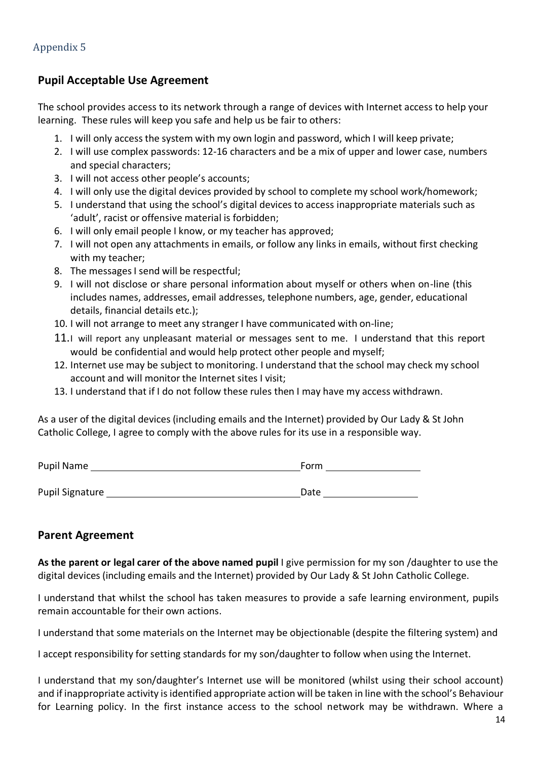Appendix 5

## Pupil Acceptable Use Agreement

The school provides access to its network through a range of devices with Internet access to help your learning. These rules will keep you safe and help us be fair to others:

1. I will only access the system with my own login and password, which I will keep private;
2. I will use complex passwords: 12-16 characters and be a mix of upper and lower case, numbers and special characters;
3. I will not access other people's accounts;
4. I will only use the digital devices provided by school to complete my school work/homework;
5. I understand that using the school's digital devices to access inappropriate materials such as 'adult', racist or offensive material is forbidden;
6. I will only email people I know, or my teacher has approved;
7. I will not open any attachments in emails, or follow any links in emails, without first checking with my teacher;
8. The messages I send will be respectful;
9. I will not disclose or share personal information about myself or others when on-line (this includes names, addresses, email addresses, telephone numbers, age, gender, educational details, financial details etc.);
10. I will not arrange to meet any stranger I have communicated with on-line;
11. I will report any unpleasant material or messages sent to me. I understand that this report would be confidential and would help protect other people and myself;
12. Internet use may be subject to monitoring. I understand that the school may check my school account and will monitor the Internet sites I visit;
13. I understand that if I do not follow these rules then I may have my access withdrawn.

As a user of the digital devices (including emails and the Internet) provided by Our Lady & St John Catholic College, I agree to comply with the above rules for its use in a responsible way.

Pupil Name ______________________________ Form ______________

Pupil Signature ___________________________ Date ______________

## Parent Agreement

**As the parent or legal carer of the above named pupil** I give permission for my son /daughter to use the digital devices (including emails and the Internet) provided by Our Lady & St John Catholic College.

I understand that whilst the school has taken measures to provide a safe learning environment, pupils remain accountable for their own actions.

I understand that some materials on the Internet may be objectionable (despite the filtering system) and

I accept responsibility for setting standards for my son/daughter to follow when using the Internet.

I understand that my son/daughter's Internet use will be monitored (whilst using their school account) and if inappropriate activity is identified appropriate action will be taken in line with the school's Behaviour for Learning policy. In the first instance access to the school network may be withdrawn. Where a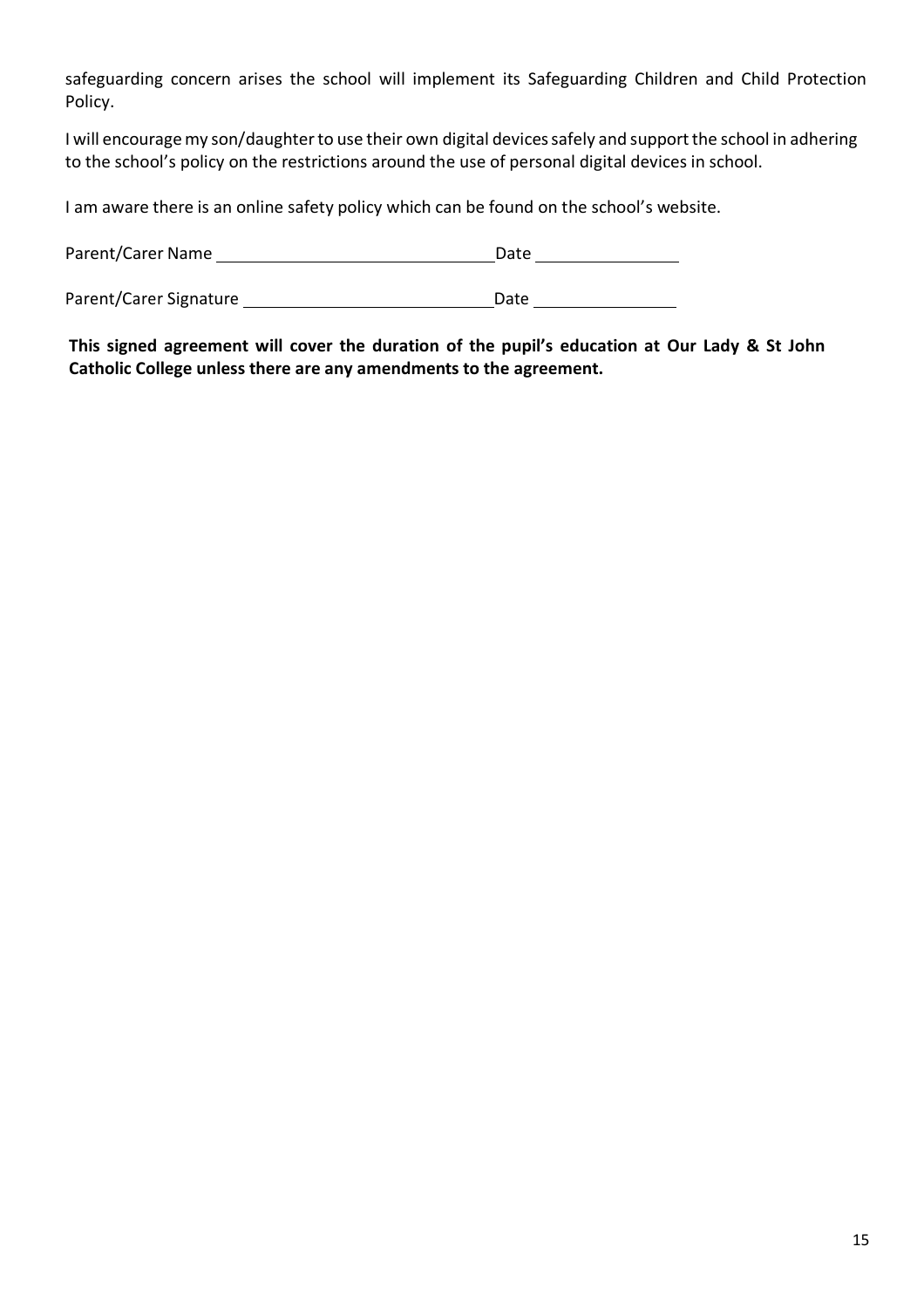safeguarding concern arises the school will implement its Safeguarding Children and Child Protection Policy.

I will encourage my son/daughter to use their own digital devices safely and support the school in adhering to the school's policy on the restrictions around the use of personal digital devices in school.

I am aware there is an online safety policy which can be found on the school's website.

Parent/Carer Name ______________________________ Date ________________

Parent/Carer Signature ___________________________ Date ________________

**This signed agreement will cover the duration of the pupil's education at Our Lady & St John Catholic College unless there are any amendments to the agreement.**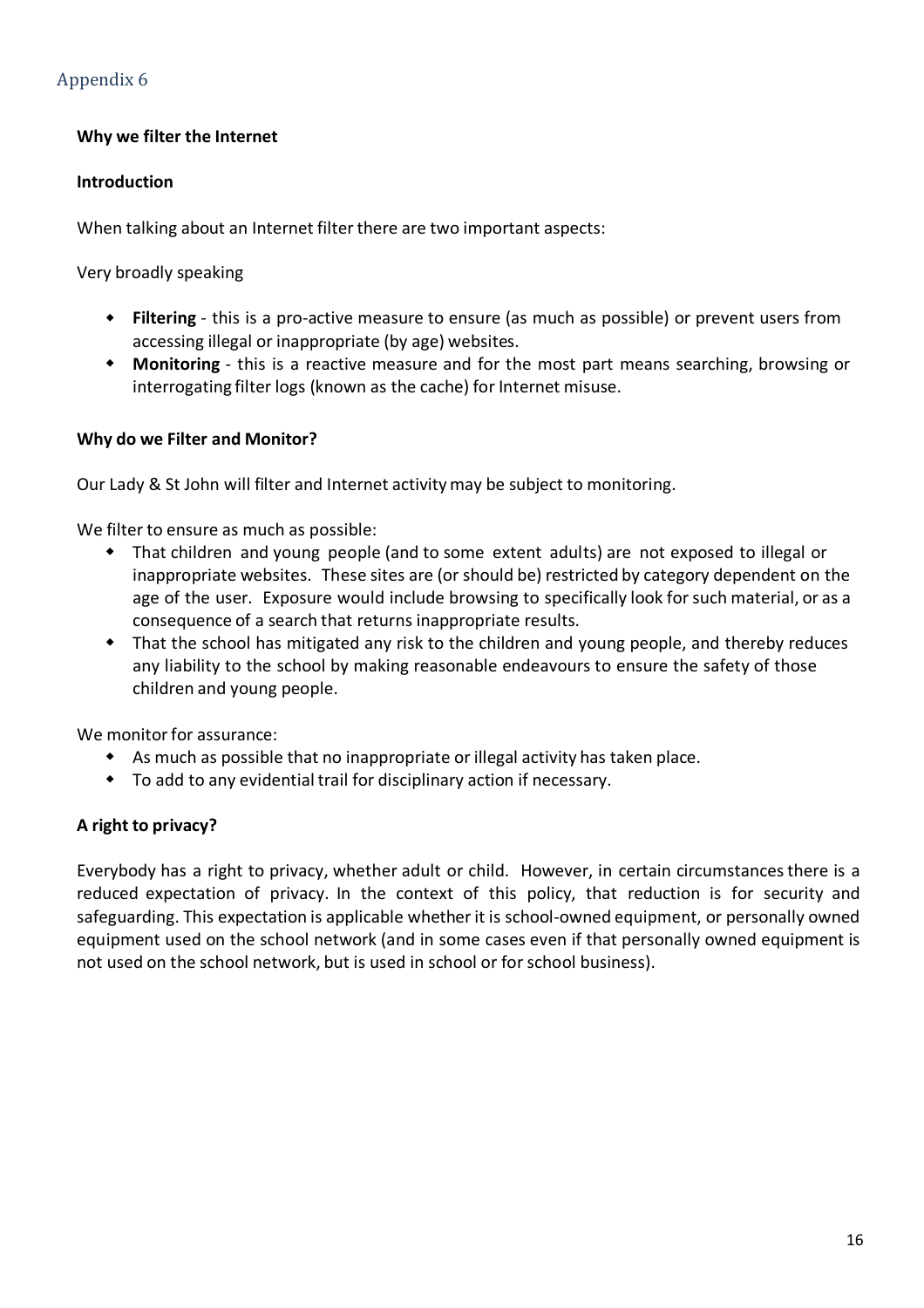## Appendix 6

### Why we filter the Internet

**Introduction**

When talking about an Internet filter there are two important aspects:

Very broadly speaking

- **Filtering** - this is a pro-active measure to ensure (as much as possible) or prevent users from accessing illegal or inappropriate (by age) websites.
- **Monitoring** - this is a reactive measure and for the most part means searching, browsing or interrogating filter logs (known as the cache) for Internet misuse.

**Why do we Filter and Monitor?**

Our Lady & St John will filter and Internet activity may be subject to monitoring.

We filter to ensure as much as possible:

- That children and young people (and to some extent adults) are not exposed to illegal or inappropriate websites. These sites are (or should be) restricted by category dependent on the age of the user. Exposure would include browsing to specifically look for such material, or as a consequence of a search that returns inappropriate results.
- That the school has mitigated any risk to the children and young people, and thereby reduces any liability to the school by making reasonable endeavours to ensure the safety of those children and young people.

We monitor for assurance:

- As much as possible that no inappropriate or illegal activity has taken place.
- To add to any evidential trail for disciplinary action if necessary.

**A right to privacy?**

Everybody has a right to privacy, whether adult or child. However, in certain circumstances there is a reduced expectation of privacy. In the context of this policy, that reduction is for security and safeguarding. This expectation is applicable whether it is school-owned equipment, or personally owned equipment used on the school network (and in some cases even if that personally owned equipment is not used on the school network, but is used in school or for school business).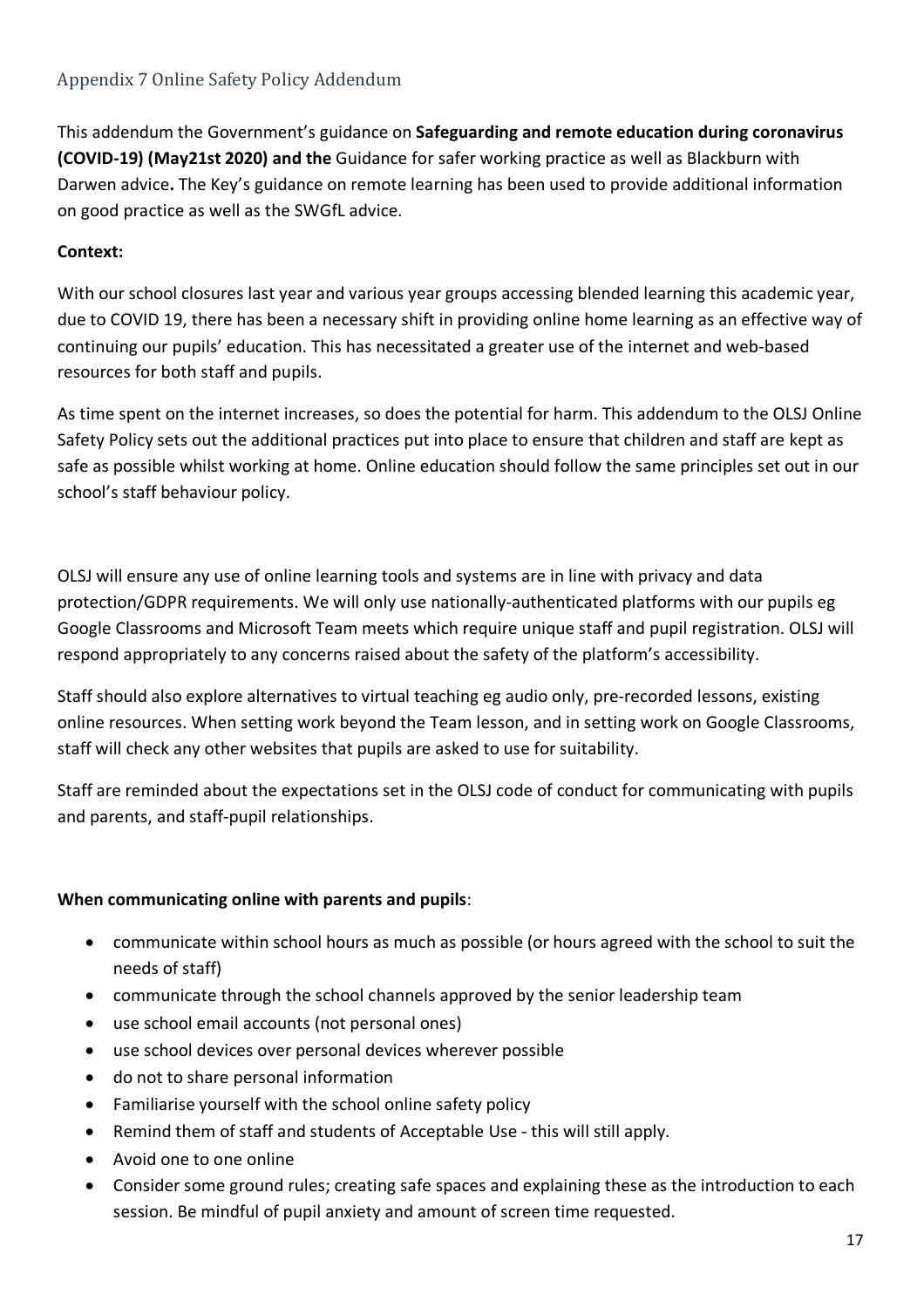## Appendix 7 Online Safety Policy Addendum

This addendum the Government's guidance on **Safeguarding and remote education during coronavirus (COVID-19) (May21st 2020) and the** Guidance for safer working practice as well as Blackburn with Darwen advice**.** The Key's guidance on remote learning has been used to provide additional information on good practice as well as the SWGfL advice.

**Context:**

With our school closures last year and various year groups accessing blended learning this academic year, due to COVID 19, there has been a necessary shift in providing online home learning as an effective way of continuing our pupils' education. This has necessitated a greater use of the internet and web-based resources for both staff and pupils.

As time spent on the internet increases, so does the potential for harm. This addendum to the OLSJ Online Safety Policy sets out the additional practices put into place to ensure that children and staff are kept as safe as possible whilst working at home. Online education should follow the same principles set out in our school's staff behaviour policy.

OLSJ will ensure any use of online learning tools and systems are in line with privacy and data protection/GDPR requirements. We will only use nationally-authenticated platforms with our pupils eg Google Classrooms and Microsoft Team meets which require unique staff and pupil registration. OLSJ will respond appropriately to any concerns raised about the safety of the platform's accessibility.

Staff should also explore alternatives to virtual teaching eg audio only, pre-recorded lessons, existing online resources. When setting work beyond the Team lesson, and in setting work on Google Classrooms, staff will check any other websites that pupils are asked to use for suitability.

Staff are reminded about the expectations set in the OLSJ code of conduct for communicating with pupils and parents, and staff-pupil relationships.

**When communicating online with parents and pupils**:

- communicate within school hours as much as possible (or hours agreed with the school to suit the needs of staff)
- communicate through the school channels approved by the senior leadership team
- use school email accounts (not personal ones)
- use school devices over personal devices wherever possible
- do not to share personal information
- Familiarise yourself with the school online safety policy
- Remind them of staff and students of Acceptable Use - this will still apply.
- Avoid one to one online
- Consider some ground rules; creating safe spaces and explaining these as the introduction to each session. Be mindful of pupil anxiety and amount of screen time requested.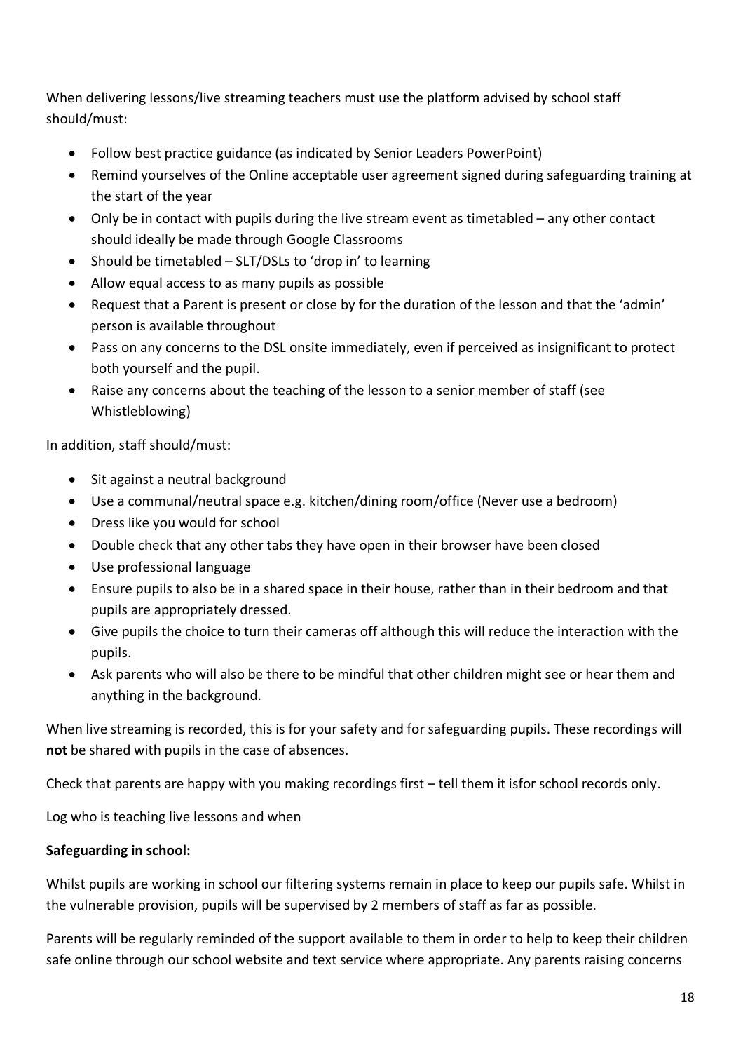When delivering lessons/live streaming teachers must use the platform advised by school staff should/must:

- Follow best practice guidance (as indicated by Senior Leaders PowerPoint)
- Remind yourselves of the Online acceptable user agreement signed during safeguarding training at the start of the year
- Only be in contact with pupils during the live stream event as timetabled – any other contact should ideally be made through Google Classrooms
- Should be timetabled – SLT/DSLs to 'drop in' to learning
- Allow equal access to as many pupils as possible
- Request that a Parent is present or close by for the duration of the lesson and that the 'admin' person is available throughout
- Pass on any concerns to the DSL onsite immediately, even if perceived as insignificant to protect both yourself and the pupil.
- Raise any concerns about the teaching of the lesson to a senior member of staff (see Whistleblowing)

In addition, staff should/must:

- Sit against a neutral background
- Use a communal/neutral space e.g. kitchen/dining room/office (Never use a bedroom)
- Dress like you would for school
- Double check that any other tabs they have open in their browser have been closed
- Use professional language
- Ensure pupils to also be in a shared space in their house, rather than in their bedroom and that pupils are appropriately dressed.
- Give pupils the choice to turn their cameras off although this will reduce the interaction with the pupils.
- Ask parents who will also be there to be mindful that other children might see or hear them and anything in the background.

When live streaming is recorded, this is for your safety and for safeguarding pupils. These recordings will **not** be shared with pupils in the case of absences.

Check that parents are happy with you making recordings first – tell them it isfor school records only.

Log who is teaching live lessons and when

**Safeguarding in school:**

Whilst pupils are working in school our filtering systems remain in place to keep our pupils safe. Whilst in the vulnerable provision, pupils will be supervised by 2 members of staff as far as possible.

Parents will be regularly reminded of the support available to them in order to help to keep their children safe online through our school website and text service where appropriate. Any parents raising concerns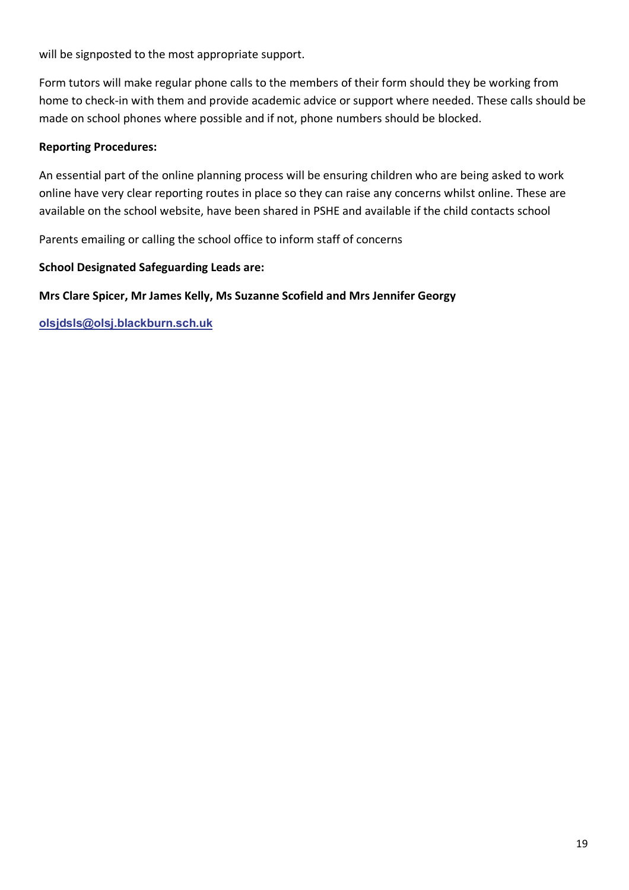will be signposted to the most appropriate support.

Form tutors will make regular phone calls to the members of their form should they be working from home to check-in with them and provide academic advice or support where needed. These calls should be made on school phones where possible and if not, phone numbers should be blocked.

**Reporting Procedures:**

An essential part of the online planning process will be ensuring children who are being asked to work online have very clear reporting routes in place so they can raise any concerns whilst online. These are available on the school website, have been shared in PSHE and available if the child contacts school

Parents emailing or calling the school office to inform staff of concerns

**School Designated Safeguarding Leads are:**

**Mrs Clare Spicer, Mr James Kelly, Ms Suzanne Scofield and Mrs Jennifer Georgy**

**olsjdsls@olsj.blackburn.sch.uk**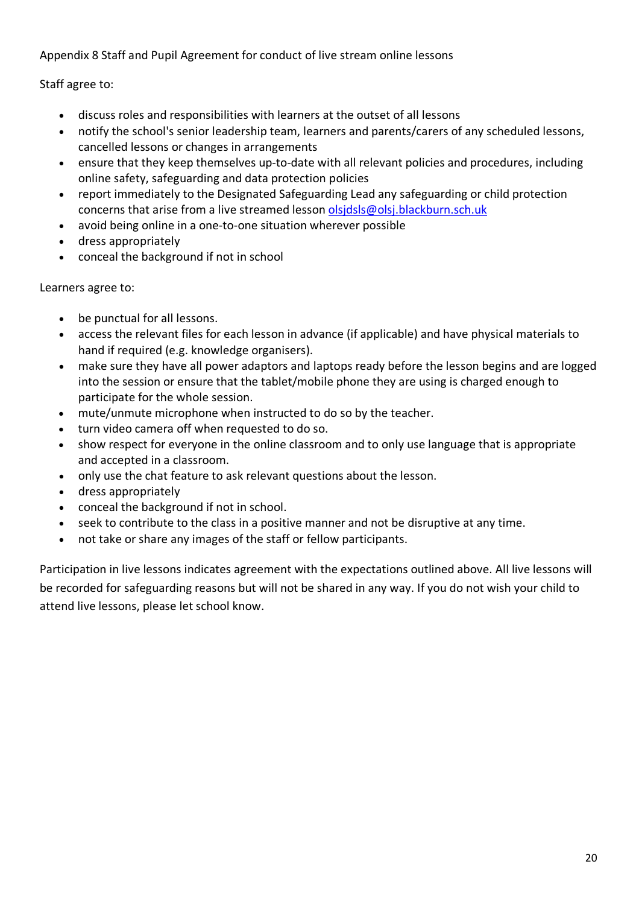Appendix 8 Staff and Pupil Agreement for conduct of live stream online lessons

Staff agree to:

- discuss roles and responsibilities with learners at the outset of all lessons
- notify the school's senior leadership team, learners and parents/carers of any scheduled lessons, cancelled lessons or changes in arrangements
- ensure that they keep themselves up-to-date with all relevant policies and procedures, including online safety, safeguarding and data protection policies
- report immediately to the Designated Safeguarding Lead any safeguarding or child protection concerns that arise from a live streamed lesson olsjdsls@olsj.blackburn.sch.uk
- avoid being online in a one-to-one situation wherever possible
- dress appropriately
- conceal the background if not in school

Learners agree to:

- be punctual for all lessons.
- access the relevant files for each lesson in advance (if applicable) and have physical materials to hand if required (e.g. knowledge organisers).
- make sure they have all power adaptors and laptops ready before the lesson begins and are logged into the session or ensure that the tablet/mobile phone they are using is charged enough to participate for the whole session.
- mute/unmute microphone when instructed to do so by the teacher.
- turn video camera off when requested to do so.
- show respect for everyone in the online classroom and to only use language that is appropriate and accepted in a classroom.
- only use the chat feature to ask relevant questions about the lesson.
- dress appropriately
- conceal the background if not in school.
- seek to contribute to the class in a positive manner and not be disruptive at any time.
- not take or share any images of the staff or fellow participants.

Participation in live lessons indicates agreement with the expectations outlined above. All live lessons will be recorded for safeguarding reasons but will not be shared in any way. If you do not wish your child to attend live lessons, please let school know.